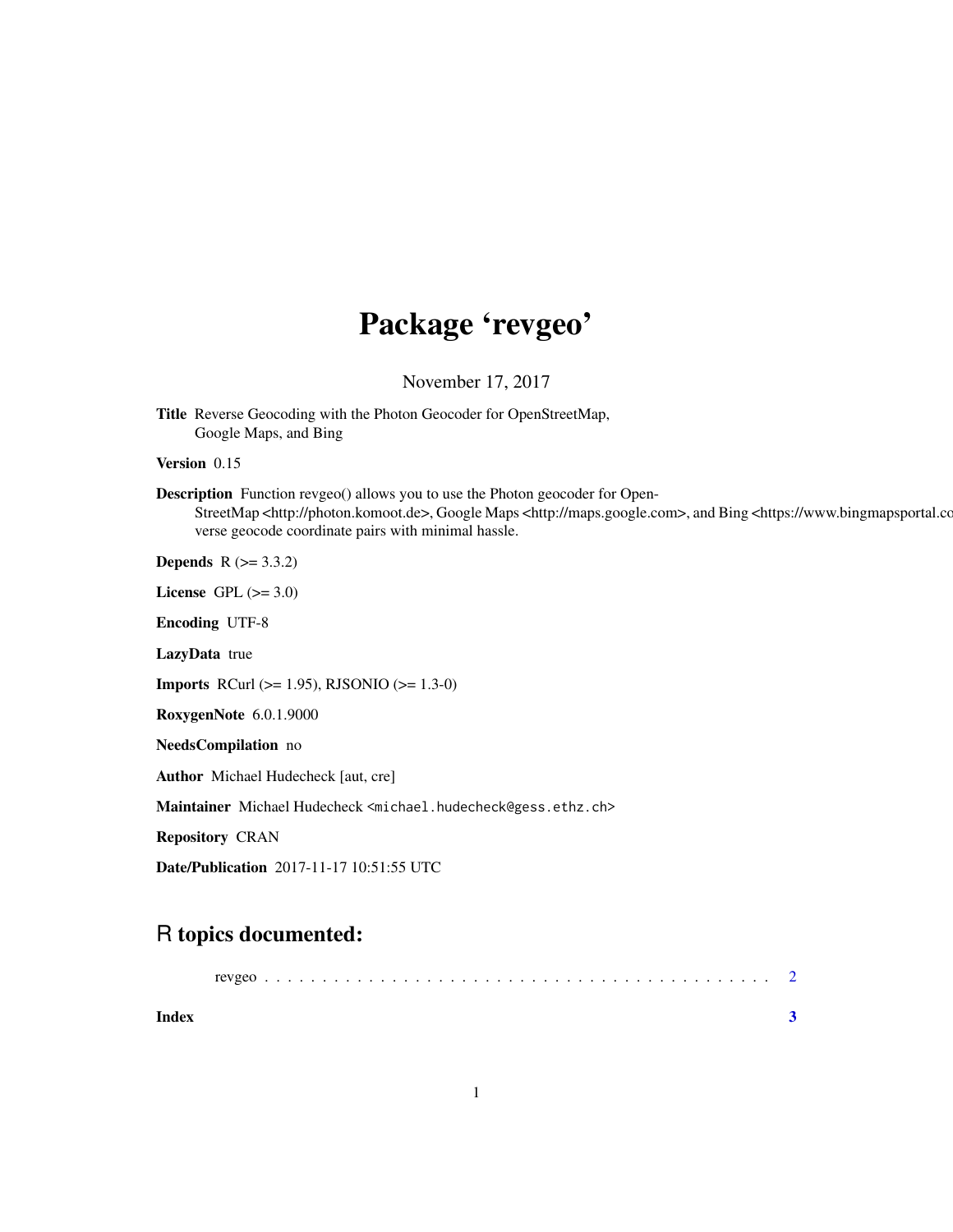# Package 'revgeo'

November 17, 2017

**Title** Reverse Geocoding with the Photon Geocoder for OpenStreetMap, Google Maps, and Bing

**Version** 0.15

**Description** Function revgeo() allows you to use the Photon geocoder for OpenStreetMap <http://photon.komoot.de>, Google Maps <http://maps.google.com>, and Bing <https://www.bingmapsportal.co verse geocode coordinate pairs with minimal hassle.

**Depends** R (>= 3.3.2)

**License** GPL (>= 3.0)

**Encoding** UTF-8

**LazyData** true

**Imports** RCurl (>= 1.95), RJSONIO (>= 1.3-0)

**RoxygenNote** 6.0.1.9000

**NeedsCompilation** no

**Author** Michael Hudecheck [aut, cre]

**Maintainer** Michael Hudecheck <michael.hudecheck@gess.ethz.ch>

**Repository** CRAN

**Date/Publication** 2017-11-17 10:51:55 UTC

## R topics documented:

revgeo . . . . . . . . . . . . . . . . . . . . . . . . . . . . . . . . . . . . . . . . . . . . 2

**Index** 3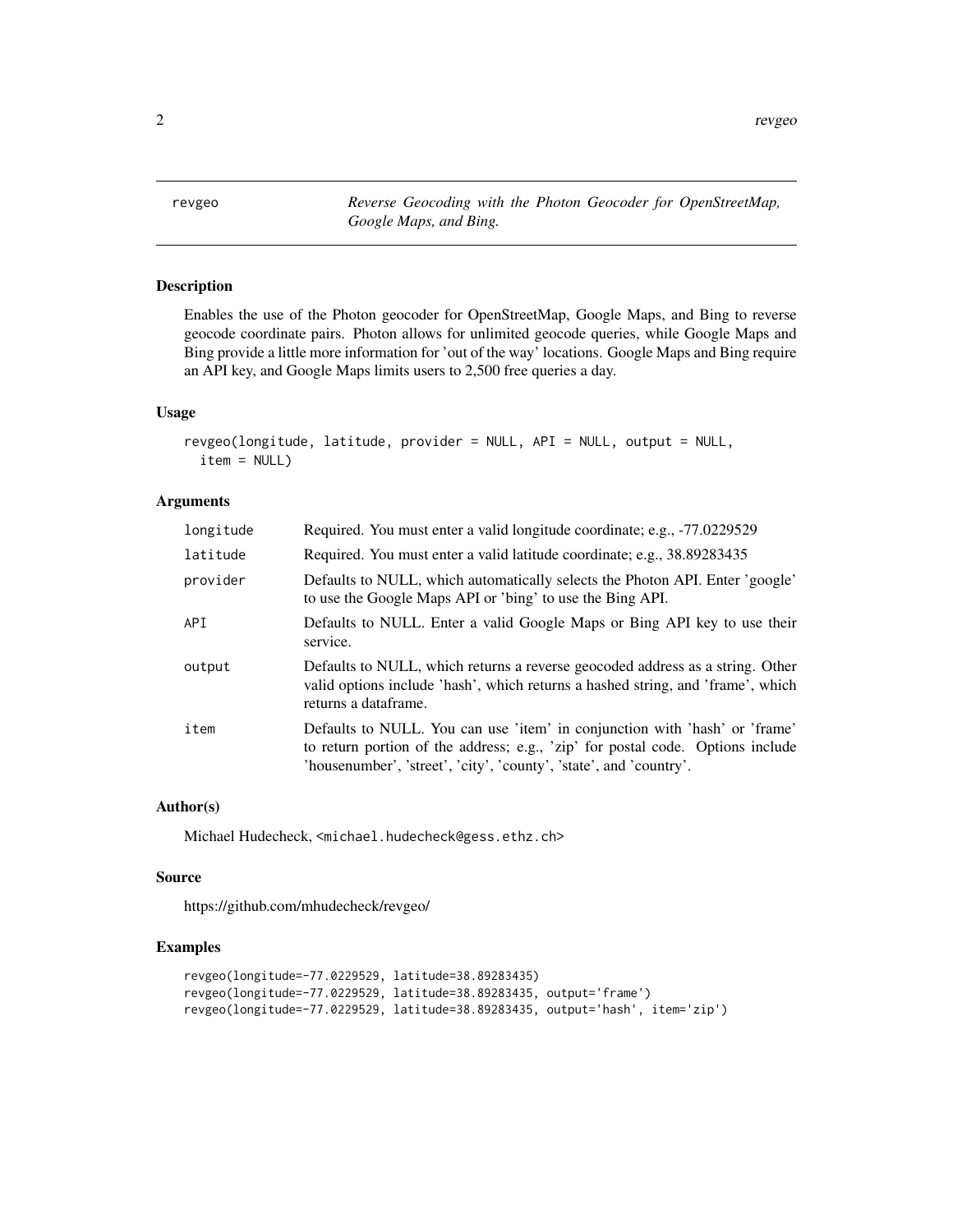## revgeo

*Reverse Geocoding with the Photon Geocoder for OpenStreetMap, Google Maps, and Bing.*

### Description

Enables the use of the Photon geocoder for OpenStreetMap, Google Maps, and Bing to reverse geocode coordinate pairs. Photon allows for unlimited geocode queries, while Google Maps and Bing provide a little more information for 'out of the way' locations. Google Maps and Bing require an API key, and Google Maps limits users to 2,500 free queries a day.

### Usage

```
revgeo(longitude, latitude, provider = NULL, API = NULL, output = NULL,
  item = NULL)
```

### Arguments

| | |
|---|---|
| longitude | Required. You must enter a valid longitude coordinate; e.g., -77.0229529 |
| latitude | Required. You must enter a valid latitude coordinate; e.g., 38.89283435 |
| provider | Defaults to NULL, which automatically selects the Photon API. Enter 'google' to use the Google Maps API or 'bing' to use the Bing API. |
| API | Defaults to NULL. Enter a valid Google Maps or Bing API key to use their service. |
| output | Defaults to NULL, which returns a reverse geocoded address as a string. Other valid options include 'hash', which returns a hashed string, and 'frame', which returns a dataframe. |
| item | Defaults to NULL. You can use 'item' in conjunction with 'hash' or 'frame' to return portion of the address; e.g., 'zip' for postal code. Options include 'housenumber', 'street', 'city', 'county', 'state', and 'country'. |

### Author(s)

Michael Hudecheck, <michael.hudecheck@gess.ethz.ch>

### Source

https://github.com/mhudecheck/revgeo/

### Examples

```
revgeo(longitude=-77.0229529, latitude=38.89283435)
revgeo(longitude=-77.0229529, latitude=38.89283435, output='frame')
revgeo(longitude=-77.0229529, latitude=38.89283435, output='hash', item='zip')
```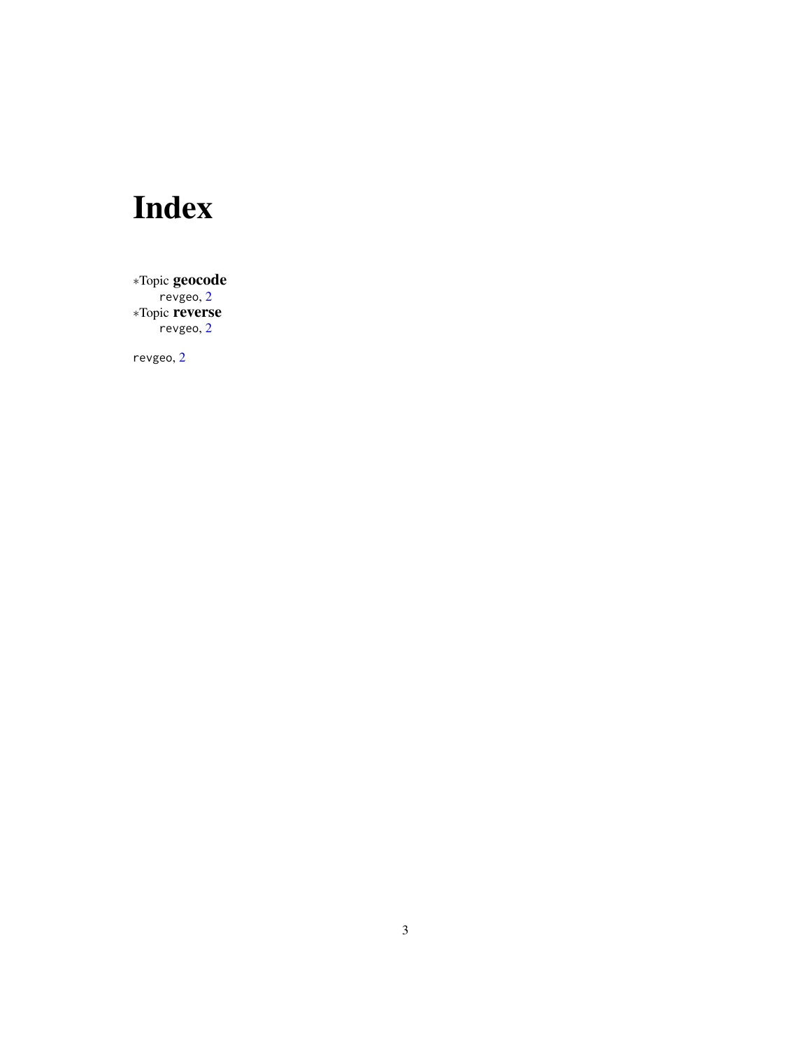# Index

*Topic **geocode**
    `revgeo`, 2
*Topic **reverse**
    `revgeo`, 2

`revgeo`, 2